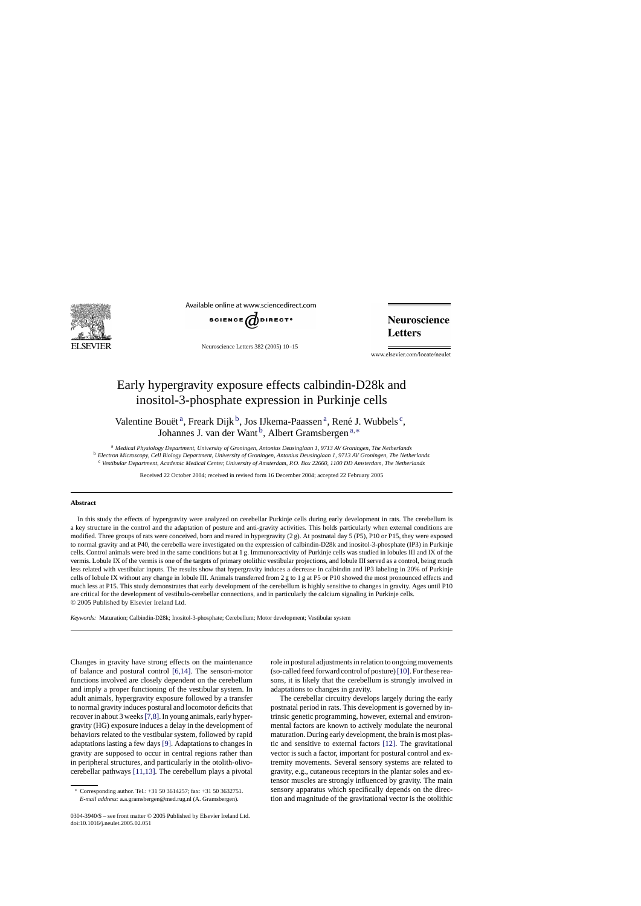# Early hypergravity exposure effects calbindin-D28k and inositol-3-phosphate expression in Purkinje cells

Valentine Bouët [a], Freark Dijk [b], Jos IJkema-Paassen [a], René J. Wubbels [c], Johannes J. van der Want [b], Albert Gramsbergen [a,*]

[a] *Medical Physiology Department, University of Groningen, Antonius Deusinglaan 1, 9713 AV Groningen, The Netherlands*
[b] *Electron Microscopy, Cell Biology Department, University of Groningen, Antonius Deusinglaan 1, 9713 AV Groningen, The Netherlands*
[c] *Vestibular Department, Academic Medical Center, University of Amsterdam, P.O. Box 22660, 1100 DD Amsterdam, The Netherlands*

Received 22 October 2004; received in revised form 16 December 2004; accepted 22 February 2005

## Abstract

In this study the effects of hypergravity were analyzed on cerebellar Purkinje cells during early development in rats. The cerebellum is a key structure in the control and the adaptation of posture and anti-gravity activities. This holds particularly when external conditions are modified. Three groups of rats were conceived, born and reared in hypergravity (2 g). At postnatal day 5 (P5), P10 or P15, they were exposed to normal gravity and at P40, the cerebella were investigated on the expression of calbindin-D28k and inositol-3-phosphate (IP3) in Purkinje cells. Control animals were bred in the same conditions but at 1 g. Immunoreactivity of Purkinje cells was studied in lobules III and IX of the vermis. Lobule IX of the vermis is one of the targets of primary otolithic vestibular projections, and lobule III served as a control, being much less related with vestibular inputs. The results show that hypergravity induces a decrease in calbindin and IP3 labeling in 20% of Purkinje cells of lobule IX without any change in lobule III. Animals transferred from 2 g to 1 g at P5 or P10 showed the most pronounced effects and much less at P15. This study demonstrates that early development of the cerebellum is highly sensitive to changes in gravity. Ages until P10 are critical for the development of vestibulo-cerebellar connections, and in particularly the calcium signaling in Purkinje cells.
© 2005 Published by Elsevier Ireland Ltd.

*Keywords:* Maturation; Calbindin-D28k; Inositol-3-phosphate; Cerebellum; Motor development; Vestibular system

Changes in gravity have strong effects on the maintenance of balance and postural control [6,14]. The sensori-motor functions involved are closely dependent on the cerebellum and imply a proper functioning of the vestibular system. In adult animals, hypergravity exposure followed by a transfer to normal gravity induces postural and locomotor deficits that recover in about 3 weeks [7,8]. In young animals, early hypergravity (HG) exposure induces a delay in the development of behaviors related to the vestibular system, followed by rapid adaptations lasting a few days [9]. Adaptations to changes in gravity are supposed to occur in central regions rather than in peripheral structures, and particularly in the otolith-olivo-cerebellar pathways [11,13]. The cerebellum plays a pivotal role in postural adjustments in relation to ongoing movements (so-called feed forward control of posture) [10]. For these reasons, it is likely that the cerebellum is strongly involved in adaptations to changes in gravity.

The cerebellar circuitry develops largely during the early postnatal period in rats. This development is governed by intrinsic genetic programming, however, external and environmental factors are known to actively modulate the neuronal maturation. During early development, the brain is most plastic and sensitive to external factors [12]. The gravitational vector is such a factor, important for postural control and extremity movements. Several sensory systems are related to gravity, e.g., cutaneous receptors in the plantar soles and extensor muscles are strongly influenced by gravity. The main sensory apparatus which specifically depends on the direction and magnitude of the gravitational vector is the otolithic

* Corresponding author. Tel.: +31 50 3614257; fax: +31 50 3632751.
*E-mail address:* a.a.gramsbergen@med.rug.nl (A. Gramsbergen).

0304-3940/$ – see front matter © 2005 Published by Elsevier Ireland Ltd.
doi:10.1016/j.neulet.2005.02.051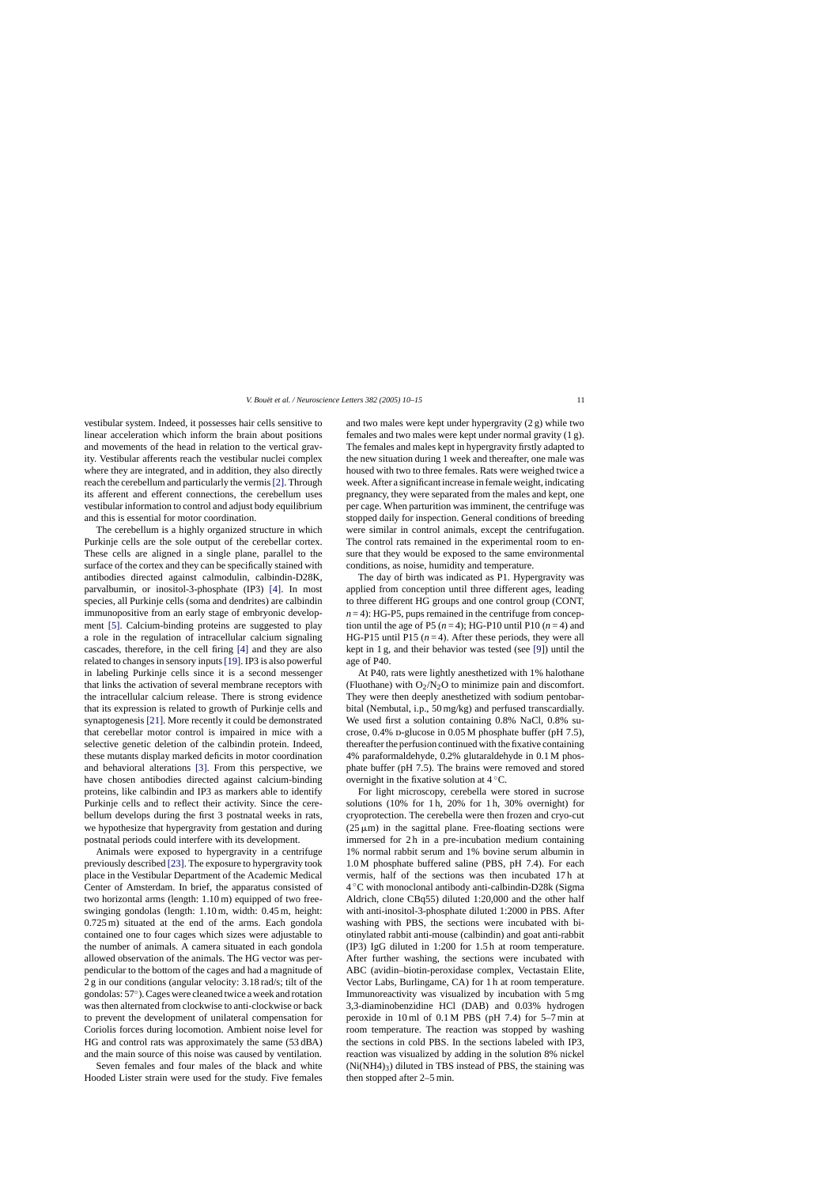vestibular system. Indeed, it possesses hair cells sensitive to linear acceleration which inform the brain about positions and movements of the head in relation to the vertical gravity. Vestibular afferents reach the vestibular nuclei complex where they are integrated, and in addition, they also directly reach the cerebellum and particularly the vermis [2]. Through its afferent and efferent connections, the cerebellum uses vestibular information to control and adjust body equilibrium and this is essential for motor coordination.

The cerebellum is a highly organized structure in which Purkinje cells are the sole output of the cerebellar cortex. These cells are aligned in a single plane, parallel to the surface of the cortex and they can be specifically stained with antibodies directed against calmodulin, calbindin-D28K, parvalbumin, or inositol-3-phosphate (IP3) [4]. In most species, all Purkinje cells (soma and dendrites) are calbindin immunopositive from an early stage of embryonic development [5]. Calcium-binding proteins are suggested to play a role in the regulation of intracellular calcium signaling cascades, therefore, in the cell firing [4] and they are also related to changes in sensory inputs [19]. IP3 is also powerful in labeling Purkinje cells since it is a second messenger that links the activation of several membrane receptors with the intracellular calcium release. There is strong evidence that its expression is related to growth of Purkinje cells and synaptogenesis [21]. More recently it could be demonstrated that cerebellar motor control is impaired in mice with a selective genetic deletion of the calbindin protein. Indeed, these mutants display marked deficits in motor coordination and behavioral alterations [3]. From this perspective, we have chosen antibodies directed against calcium-binding proteins, like calbindin and IP3 as markers able to identify Purkinje cells and to reflect their activity. Since the cerebellum develops during the first 3 postnatal weeks in rats, we hypothesize that hypergravity from gestation and during postnatal periods could interfere with its development.

Animals were exposed to hypergravity in a centrifuge previously described [23]. The exposure to hypergravity took place in the Vestibular Department of the Academic Medical Center of Amsterdam. In brief, the apparatus consisted of two horizontal arms (length: 1.10 m) equipped of two free-swinging gondolas (length: 1.10 m, width: 0.45 m, height: 0.725 m) situated at the end of the arms. Each gondola contained one to four cages which sizes were adjustable to the number of animals. A camera situated in each gondola allowed observation of the animals. The HG vector was perpendicular to the bottom of the cages and had a magnitude of 2 g in our conditions (angular velocity: 3.18 rad/s; tilt of the gondolas: 57°). Cages were cleaned twice a week and rotation was then alternated from clockwise to anti-clockwise or back to prevent the development of unilateral compensation for Coriolis forces during locomotion. Ambient noise level for HG and control rats was approximately the same (53 dBA) and the main source of this noise was caused by ventilation.

Seven females and four males of the black and white Hooded Lister strain were used for the study. Five females and two males were kept under hypergravity (2 g) while two females and two males were kept under normal gravity (1 g). The females and males kept in hypergravity firstly adapted to the new situation during 1 week and thereafter, one male was housed with two to three females. Rats were weighed twice a week. After a significant increase in female weight, indicating pregnancy, they were separated from the males and kept, one per cage. When parturition was imminent, the centrifuge was stopped daily for inspection. General conditions of breeding were similar in control animals, except the centrifugation. The control rats remained in the experimental room to ensure that they would be exposed to the same environmental conditions, as noise, humidity and temperature.

The day of birth was indicated as P1. Hypergravity was applied from conception until three different ages, leading to three different HG groups and one control group (CONT, $n = 4$): HG-P5, pups remained in the centrifuge from conception until the age of P5 ($n = 4$); HG-P10 until P10 ($n = 4$) and HG-P15 until P15 ($n = 4$). After these periods, they were all kept in 1 g, and their behavior was tested (see [9]) until the age of P40.

At P40, rats were lightly anesthetized with 1% halothane (Fluothane) with $O_2/N_2O$ to minimize pain and discomfort. They were then deeply anesthetized with sodium pentobarbital (Nembutal, i.p., 50 mg/kg) and perfused transcardially. We used first a solution containing 0.8% NaCl, 0.8% sucrose, 0.4% D-glucose in 0.05 M phosphate buffer (pH 7.5), thereafter the perfusion continued with the fixative containing 4% paraformaldehyde, 0.2% glutaraldehyde in 0.1 M phosphate buffer (pH 7.5). The brains were removed and stored overnight in the fixative solution at 4 °C.

For light microscopy, cerebella were stored in sucrose solutions (10% for 1 h, 20% for 1 h, 30% overnight) for cryoprotection. The cerebella were then frozen and cryo-cut (25 μm) in the sagittal plane. Free-floating sections were immersed for 2 h in a pre-incubation medium containing 1% normal rabbit serum and 1% bovine serum albumin in 1.0 M phosphate buffered saline (PBS, pH 7.4). For each vermis, half of the sections was then incubated 17 h at 4 °C with monoclonal antibody anti-calbindin-D28k (Sigma Aldrich, clone CBq55) diluted 1:20,000 and the other half with anti-inositol-3-phosphate diluted 1:2000 in PBS. After washing with PBS, the sections were incubated with biotinylated rabbit anti-mouse (calbindin) and goat anti-rabbit (IP3) IgG diluted in 1:200 for 1.5 h at room temperature. After further washing, the sections were incubated with ABC (avidin–biotin-peroxidase complex, Vectastain Elite, Vector Labs, Burlingame, CA) for 1 h at room temperature. Immunoreactivity was visualized by incubation with 5 mg 3,3-diaminobenzidine HCl (DAB) and 0.03% hydrogen peroxide in 10 ml of 0.1 M PBS (pH 7.4) for 5–7 min at room temperature. The reaction was stopped by washing the sections in cold PBS. In the sections labeled with IP3, reaction was visualized by adding in the solution 8% nickel ($Ni(NH4)_3$) diluted in TBS instead of PBS, the staining was then stopped after 2–5 min.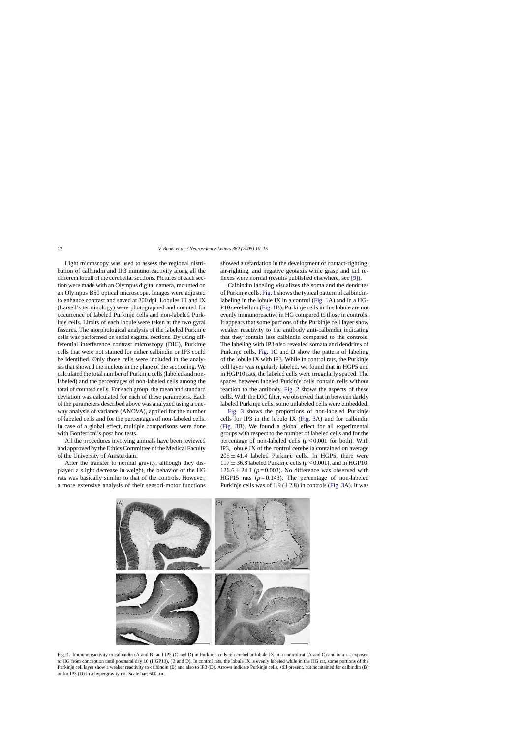Light microscopy was used to assess the regional distribution of calbindin and IP3 immunoreactivity along all the different lobuli of the cerebellar sections. Pictures of each section were made with an Olympus digital camera, mounted on an Olympus B50 optical microscope. Images were adjusted to enhance contrast and saved at 300 dpi. Lobules III and IX (Larsell's terminology) were photographed and counted for occurrence of labeled Purkinje cells and non-labeled Purkinje cells. Limits of each lobule were taken at the two gyral fissures. The morphological analysis of the labeled Purkinje cells was performed on serial sagittal sections. By using differential interference contrast microscopy (DIC), Purkinje cells that were not stained for either calbindin or IP3 could be identified. Only those cells were included in the analysis that showed the nucleus in the plane of the sectioning. We calculated the total number of Purkinje cells (labeled and non-labeled) and the percentages of non-labeled cells among the total of counted cells. For each group, the mean and standard deviation was calculated for each of these parameters. Each of the parameters described above was analyzed using a one-way analysis of variance (ANOVA), applied for the number of labeled cells and for the percentages of non-labeled cells. In case of a global effect, multiple comparisons were done with Bonferroni's post hoc tests.

All the procedures involving animals have been reviewed and approved by the Ethics Committee of the Medical Faculty of the University of Amsterdam.

After the transfer to normal gravity, although they displayed a slight decrease in weight, the behavior of the HG rats was basically similar to that of the controls. However, a more extensive analysis of their sensori-motor functions showed a retardation in the development of contact-righting, air-righting, and negative geotaxis while grasp and tail reflexes were normal (results published elsewhere, see [9]).

Calbindin labeling visualizes the soma and the dendrites of Purkinje cells. Fig. 1 shows the typical pattern of calbindin-labeling in the lobule IX in a control (Fig. 1A) and in a HG-P10 cerebellum (Fig. 1B). Purkinje cells in this lobule are not evenly immunoreactive in HG compared to those in controls. It appears that some portions of the Purkinje cell layer show weaker reactivity to the antibody anti-calbindin indicating that they contain less calbindin compared to the controls. The labeling with IP3 also revealed somata and dendrites of Purkinje cells. Fig. 1C and D show the pattern of labeling of the lobule IX with IP3. While in control rats, the Purkinje cell layer was regularly labeled, we found that in HGP5 and in HGP10 rats, the labeled cells were irregularly spaced. The spaces between labeled Purkinje cells contain cells without reaction to the antibody. Fig. 2 shows the aspects of these cells. With the DIC filter, we observed that in between darkly labeled Purkinje cells, some unlabeled cells were embedded.

Fig. 3 shows the proportions of non-labeled Purkinje cells for IP3 in the lobule IX (Fig. 3A) and for calbindin (Fig. 3B). We found a global effect for all experimental groups with respect to the number of labeled cells and for the percentage of non-labeled cells ($p < 0.001$ for both). With IP3, lobule IX of the control cerebella contained on average $205 \pm 41.4$ labeled Purkinje cells. In HGP5, there were $117 \pm 36.8$ labeled Purkinje cells ($p < 0.001$), and in HGP10, $126.6 \pm 24.1$ ($p = 0.003$). No difference was observed with HGP15 rats ($p = 0.143$). The percentage of non-labeled Purkinje cells was of 1.9 ($\pm 2.8$) in controls (Fig. 3A). It was

Fig. 1. Immunoreactivity to calbindin (A and B) and IP3 (C and D) in Purkinje cells of cerebellar lobule IX in a control rat (A and C) and in a rat exposed to HG from conception until postnatal day 10 (HGP10), (B and D). In control rats, the lobule IX is evenly labeled while in the HG rat, some portions of the Purkinje cell layer show a weaker reactivity to calbindin (B) and also to IP3 (D). Arrows indicate Purkinje cells, still present, but not stained for calbindin (B) or for IP3 (D) in a hypergravity rat. Scale bar: 600 μm.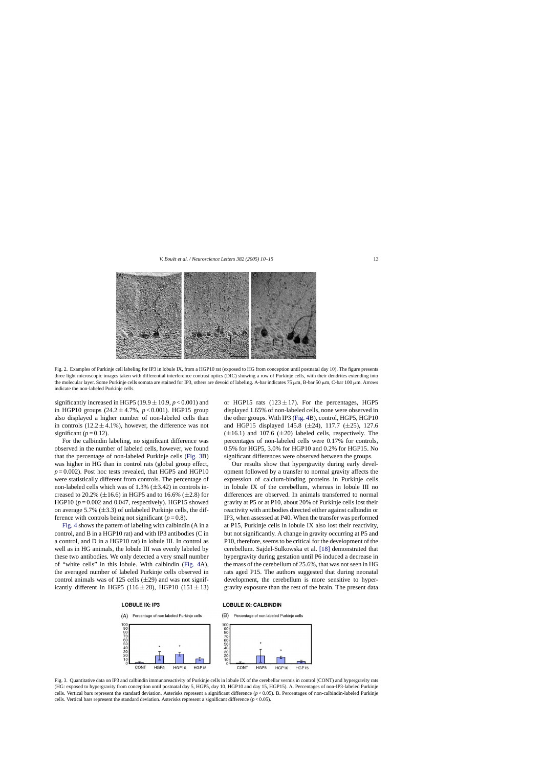Fig. 2. Examples of Purkinje cell labeling for IP3 in lobule IX, from a HGP10 rat (exposed to HG from conception until postnatal day 10). The figure presents three light microscopic images taken with differential interference contrast optics (DIC) showing a row of Purkinje cells, with their dendrites extending into the molecular layer. Some Purkinje cells somata are stained for IP3, others are devoid of labeling. A-bar indicates 75 μm, B-bar 50 μm, C-bar 100 μm. Arrows indicate the non-labeled Purkinje cells.

significantly increased in HGP5 (19.9 ± 10.9, $p < 0.001$) and in HGP10 groups (24.2 ± 4.7%, $p < 0.001$). HGP15 group also displayed a higher number of non-labeled cells than in controls (12.2 ± 4.1%), however, the difference was not significant ($p = 0.12$).

For the calbindin labeling, no significant difference was observed in the number of labeled cells, however, we found that the percentage of non-labeled Purkinje cells (Fig. 3B) was higher in HG than in control rats (global group effect, $p = 0.002$). Post hoc tests revealed, that HGP5 and HGP10 were statistically different from controls. The percentage of non-labeled cells which was of 1.3% (±3.42) in controls increased to 20.2% (±16.6) in HGP5 and to 16.6% (±2.8) for HGP10 ($p = 0.002$ and 0.047, respectively). HGP15 showed on average 5.7% (±3.3) of unlabeled Purkinje cells, the difference with controls being not significant ($p = 0.8$).

Fig. 4 shows the pattern of labeling with calbindin (A in a control, and B in a HGP10 rat) and with IP3 antibodies (C in a control, and D in a HGP10 rat) in lobule III. In control as well as in HG animals, the lobule III was evenly labeled by these two antibodies. We only detected a very small number of "white cells" in this lobule. With calbindin (Fig. 4A), the averaged number of labeled Purkinje cells observed in control animals was of 125 cells (±29) and was not significantly different in HGP5 (116 ± 28), HGP10 (151 ± 13) or HGP15 rats (123 ± 17). For the percentages, HGP5 displayed 1.65% of non-labeled cells, none were observed in the other groups. With IP3 (Fig. 4B), control, HGP5, HGP10 and HGP15 displayed 145.8 (±24), 117.7 (±25), 127.6 (±16.1) and 107.6 (±20) labeled cells, respectively. The percentages of non-labeled cells were 0.17% for controls, 0.5% for HGP5, 3.0% for HGP10 and 0.2% for HGP15. No significant differences were observed between the groups.

Our results show that hypergravity during early development followed by a transfer to normal gravity affects the expression of calcium-binding proteins in Purkinje cells in lobule IX of the cerebellum, whereas in lobule III no differences are observed. In animals transferred to normal gravity at P5 or at P10, about 20% of Purkinje cells lost their reactivity with antibodies directed either against calbindin or IP3, when assessed at P40. When the transfer was performed at P15, Purkinje cells in lobule IX also lost their reactivity, but not significantly. A change in gravity occurring at P5 and P10, therefore, seems to be critical for the development of the cerebellum. Sajdel-Sulkowska et al. [18] demonstrated that hypergravity during gestation until P6 induced a decrease in the mass of the cerebellum of 25.6%, that was not seen in HG rats aged P15. The authors suggested that during neonatal development, the cerebellum is more sensitive to hypergravity exposure than the rest of the brain. The present data

Fig. 3. Quantitative data on IP3 and calbindin immunoreactivity of Purkinje cells in lobule IX of the cerebellar vermis in control (CONT) and hypergravity rats (HG: exposed to hypergravity from conception until postnatal day 5, HGP5, day 10, HGP10 and day 15, HGP15). A. Percentages of non-IP3-labeled Purkinje cells. Vertical bars represent the standard deviation. Asterisks represent a significant difference ($p < 0.05$). B. Percentages of non-calbindin-labeled Purkinje cells. Vertical bars represent the standard deviation. Asterisks represent a significant difference ($p < 0.05$).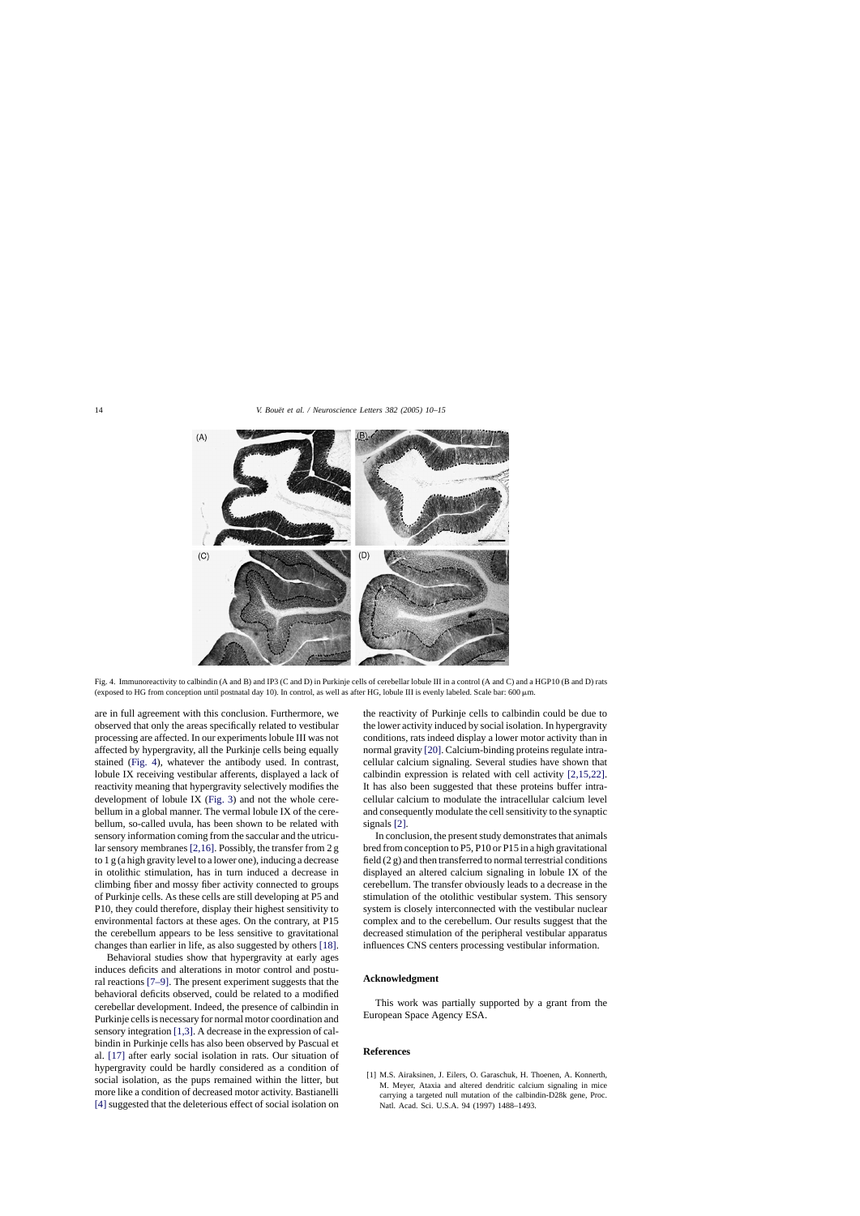Fig. 4. Immunoreactivity to calbindin (A and B) and IP3 (C and D) in Purkinje cells of cerebellar lobule III in a control (A and C) and a HGP10 (B and D) rats (exposed to HG from conception until postnatal day 10). In control, as well as after HG, lobule III is evenly labeled. Scale bar: 600 μm.

are in full agreement with this conclusion. Furthermore, we observed that only the areas specifically related to vestibular processing are affected. In our experiments lobule III was not affected by hypergravity, all the Purkinje cells being equally stained (Fig. 4), whatever the antibody used. In contrast, lobule IX receiving vestibular afferents, displayed a lack of reactivity meaning that hypergravity selectively modifies the development of lobule IX (Fig. 3) and not the whole cerebellum in a global manner. The vermal lobule IX of the cerebellum, so-called uvula, has been shown to be related with sensory information coming from the saccular and the utricular sensory membranes [2,16]. Possibly, the transfer from 2 g to 1 g (a high gravity level to a lower one), inducing a decrease in otolithic stimulation, has in turn induced a decrease in climbing fiber and mossy fiber activity connected to groups of Purkinje cells. As these cells are still developing at P5 and P10, they could therefore, display their highest sensitivity to environmental factors at these ages. On the contrary, at P15 the cerebellum appears to be less sensitive to gravitational changes than earlier in life, as also suggested by others [18].

Behavioral studies show that hypergravity at early ages induces deficits and alterations in motor control and postural reactions [7–9]. The present experiment suggests that the behavioral deficits observed, could be related to a modified cerebellar development. Indeed, the presence of calbindin in Purkinje cells is necessary for normal motor coordination and sensory integration [1,3]. A decrease in the expression of calbindin in Purkinje cells has also been observed by Pascual et al. [17] after early social isolation in rats. Our situation of hypergravity could be hardly considered as a condition of social isolation, as the pups remained within the litter, but more like a condition of decreased motor activity. Bastianelli [4] suggested that the deleterious effect of social isolation on the reactivity of Purkinje cells to calbindin could be due to the lower activity induced by social isolation. In hypergravity conditions, rats indeed display a lower motor activity than in normal gravity [20]. Calcium-binding proteins regulate intracellular calcium signaling. Several studies have shown that calbindin expression is related with cell activity [2,15,22]. It has also been suggested that these proteins buffer intracellular calcium to modulate the intracellular calcium level and consequently modulate the cell sensitivity to the synaptic signals [2].

In conclusion, the present study demonstrates that animals bred from conception to P5, P10 or P15 in a high gravitational field (2 g) and then transferred to normal terrestrial conditions displayed an altered calcium signaling in lobule IX of the cerebellum. The transfer obviously leads to a decrease in the stimulation of the otolithic vestibular system. This sensory system is closely interconnected with the vestibular nuclear complex and to the cerebellum. Our results suggest that the decreased stimulation of the peripheral vestibular apparatus influences CNS centers processing vestibular information.

## Acknowledgment

This work was partially supported by a grant from the European Space Agency ESA.

## References

[1] M.S. Airaksinen, J. Eilers, O. Garaschuk, H. Thoenen, A. Konnerth, M. Meyer, Ataxia and altered dendritic calcium signaling in mice carrying a targeted null mutation of the calbindin-D28k gene, Proc. Natl. Acad. Sci. U.S.A. 94 (1997) 1488–1493.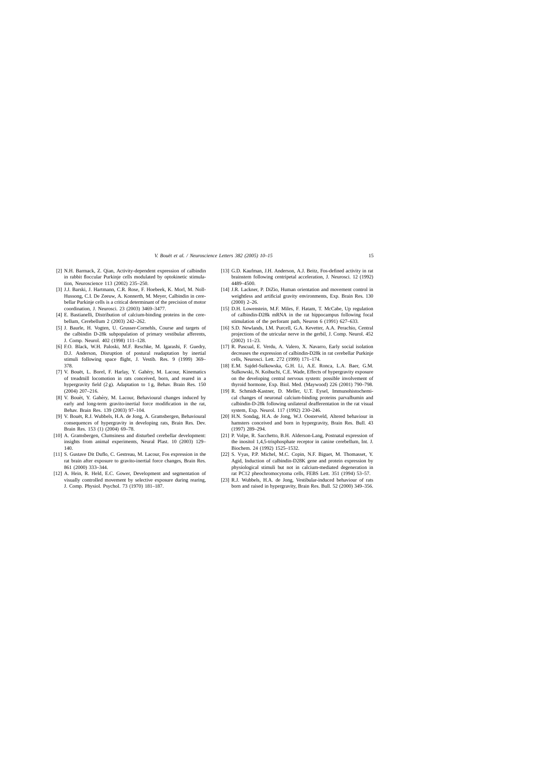[2] N.H. Barmack, Z. Qian, Activity-dependent expression of calbindin in rabbit floccular Purkinje cells modulated by optokinetic stimulation, Neuroscience 113 (2002) 235–250.

[3] J.J. Barski, J. Hartmann, C.R. Rose, F. Hoebeek, K. Morl, M. Noll-Hussong, C.I. De Zeeuw, A. Konnerth, M. Meyer, Calbindin in cerebellar Purkinje cells is a critical determinant of the precision of motor coordination, J. Neurosci. 23 (2003) 3469–3477.

[4] E. Bastianelli, Distribution of calcium-binding proteins in the cerebellum, Cerebellum 2 (2003) 242–262.

[5] J. Baurle, H. Vogten, U. Grusser-Cornehls, Course and targets of the calbindin D-28k subpopulation of primary vestibular afferents, J. Comp. Neurol. 402 (1998) 111–128.

[6] F.O. Black, W.H. Paloski, M.F. Reschke, M. Igarashi, F. Guedry, D.J. Anderson, Disruption of postural readaptation by inertial stimuli following space flight, J. Vestib. Res. 9 (1999) 369–378.

[7] V. Bouët, L. Borel, F. Harlay, Y. Gahéry, M. Lacour, Kinematics of treadmill locomotion in rats conceived, born, and reared in a hypergravity field (2 g). Adaptation to 1 g, Behav. Brain Res. 150 (2004) 207–216.

[8] V. Bouët, Y. Gahéry, M. Lacour, Behavioural changes induced by early and long-term gravito-inertial force modification in the rat, Behav. Brain Res. 139 (2003) 97–104.

[9] V. Bouët, R.J. Wubbels, H.A. de Jong, A. Gramsbergen, Behavioural consequences of hypergravity in developing rats, Brain Res. Dev. Brain Res. 153 (1) (2004) 69–78.

[10] A. Gramsbergen, Clumsiness and disturbed cerebellar development: insights from animal experiments, Neural Plast. 10 (2003) 129–140.

[11] S. Gustave Dit Duflo, C. Gestreau, M. Lacour, Fos expression in the rat brain after exposure to gravito-inertial force changes, Brain Res. 861 (2000) 333–344.

[12] A. Hein, R. Held, E.C. Gower, Development and segmentation of visually controlled movement by selective exposure during rearing, J. Comp. Physiol. Psychol. 73 (1970) 181–187.

[13] G.D. Kaufman, J.H. Anderson, A.J. Beitz, Fos-defined activity in rat brainstem following centripetal acceleration, J. Neurosci. 12 (1992) 4489–4500.

[14] J.R. Lackner, P. DiZio, Human orientation and movement control in weightless and artificial gravity environments, Exp. Brain Res. 130 (2000) 2–26.

[15] D.H. Lowenstein, M.F. Miles, F. Hatam, T. McCabe, Up regulation of calbindin-D28k mRNA in the rat hippocampus following focal stimulation of the perforant path, Neuron 6 (1991) 627–633.

[16] S.D. Newlands, I.M. Purcell, G.A. Kevetter, A.A. Perachio, Central projections of the utricular nerve in the gerbil, J. Comp. Neurol. 452 (2002) 11–23.

[17] R. Pascual, E. Verdu, A. Valero, X. Navarro, Early social isolation decreases the expression of calbindin-D28k in rat cerebellar Purkinje cells, Neurosci. Lett. 272 (1999) 171–174.

[18] E.M. Sajdel-Sulkowska, G.H. Li, A.E. Ronca, L.A. Baer, G.M. Sulkowski, N. Koibuchi, C.E. Wade, Effects of hypergravity exposure on the developing central nervous system: possible involvement of thyroid hormone, Exp. Biol. Med. (Maywood) 226 (2001) 790–798.

[19] R. Schmidt-Kastner, D. Meller, U.T. Eysel, Immunohistochemical changes of neuronal calcium-binding proteins parvalbumin and calbindin-D-28k following unilateral deafferentation in the rat visual system, Exp. Neurol. 117 (1992) 230–246.

[20] H.N. Sondag, H.A. de Jong, W.J. Oosterveld, Altered behaviour in hamsters conceived and born in hypergravity, Brain Res. Bull. 43 (1997) 289–294.

[21] P. Volpe, R. Sacchetto, B.H. Alderson-Lang, Postnatal expression of the inositol 1,4,5-trisphosphate receptor in canine cerebellum, Int. J. Biochem. 24 (1992) 1525–1532.

[22] S. Vyas, P.P. Michel, M.C. Copin, N.F. Biguet, M. Thomasset, Y. Agid, Induction of calbindin-D28K gene and protein expression by physiological stimuli but not in calcium-mediated degeneration in rat PC12 pheochromocytoma cells, FEBS Lett. 351 (1994) 53–57.

[23] R.J. Wubbels, H.A. de Jong, Vestibular-induced behaviour of rats born and raised in hypergravity, Brain Res. Bull. 52 (2000) 349–356.